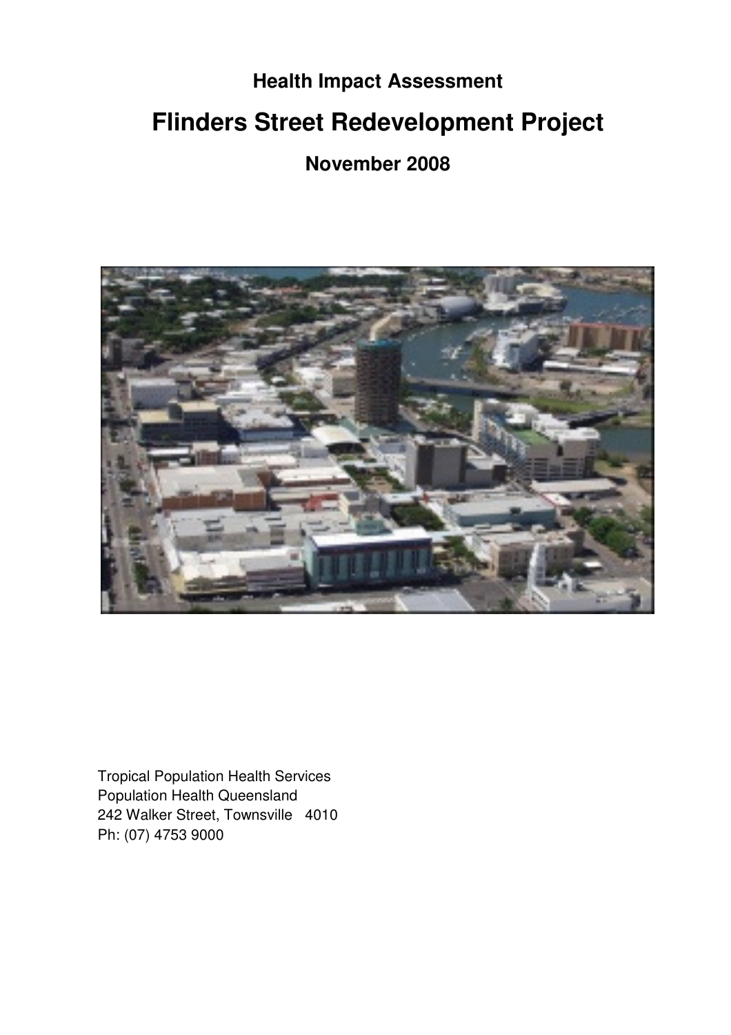**Health Impact Assessment**

# Flinders Street Redevelopment Project

**November 2008**

Tropical Population Health Services
Population Health Queensland
242 Walker Street, Townsville 4010
Ph: (07) 4753 9000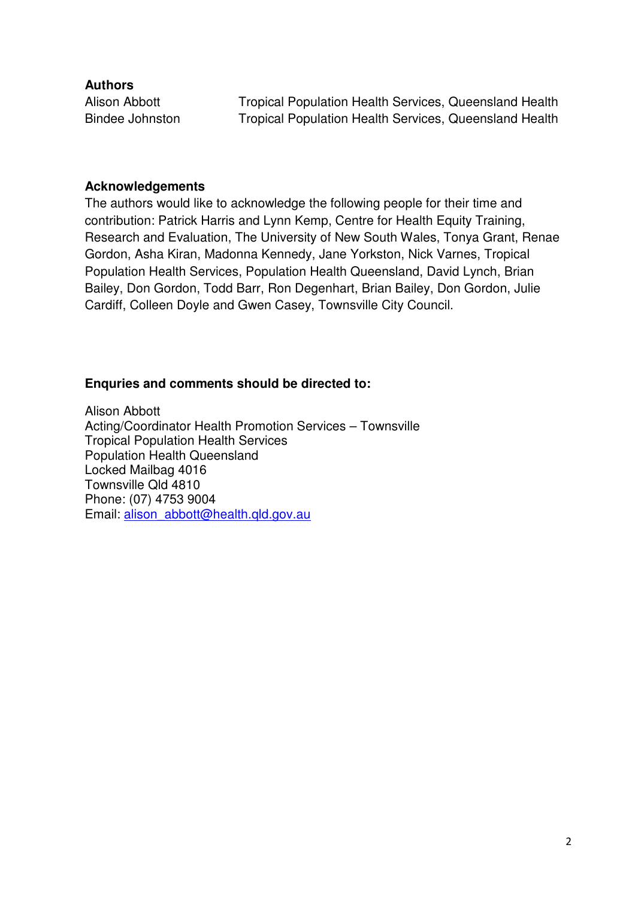**Authors**

| | |
|---|---|
| Alison Abbott | Tropical Population Health Services, Queensland Health |
| Bindee Johnston | Tropical Population Health Services, Queensland Health |

**Acknowledgements**

The authors would like to acknowledge the following people for their time and contribution: Patrick Harris and Lynn Kemp, Centre for Health Equity Training, Research and Evaluation, The University of New South Wales, Tonya Grant, Renae Gordon, Asha Kiran, Madonna Kennedy, Jane Yorkston, Nick Varnes, Tropical Population Health Services, Population Health Queensland, David Lynch, Brian Bailey, Don Gordon, Todd Barr, Ron Degenhart, Brian Bailey, Don Gordon, Julie Cardiff, Colleen Doyle and Gwen Casey, Townsville City Council.

**Enquries and comments should be directed to:**

Alison Abbott
Acting/Coordinator Health Promotion Services – Townsville
Tropical Population Health Services
Population Health Queensland
Locked Mailbag 4016
Townsville Qld 4810
Phone: (07) 4753 9004
Email: alison_abbott@health.qld.gov.au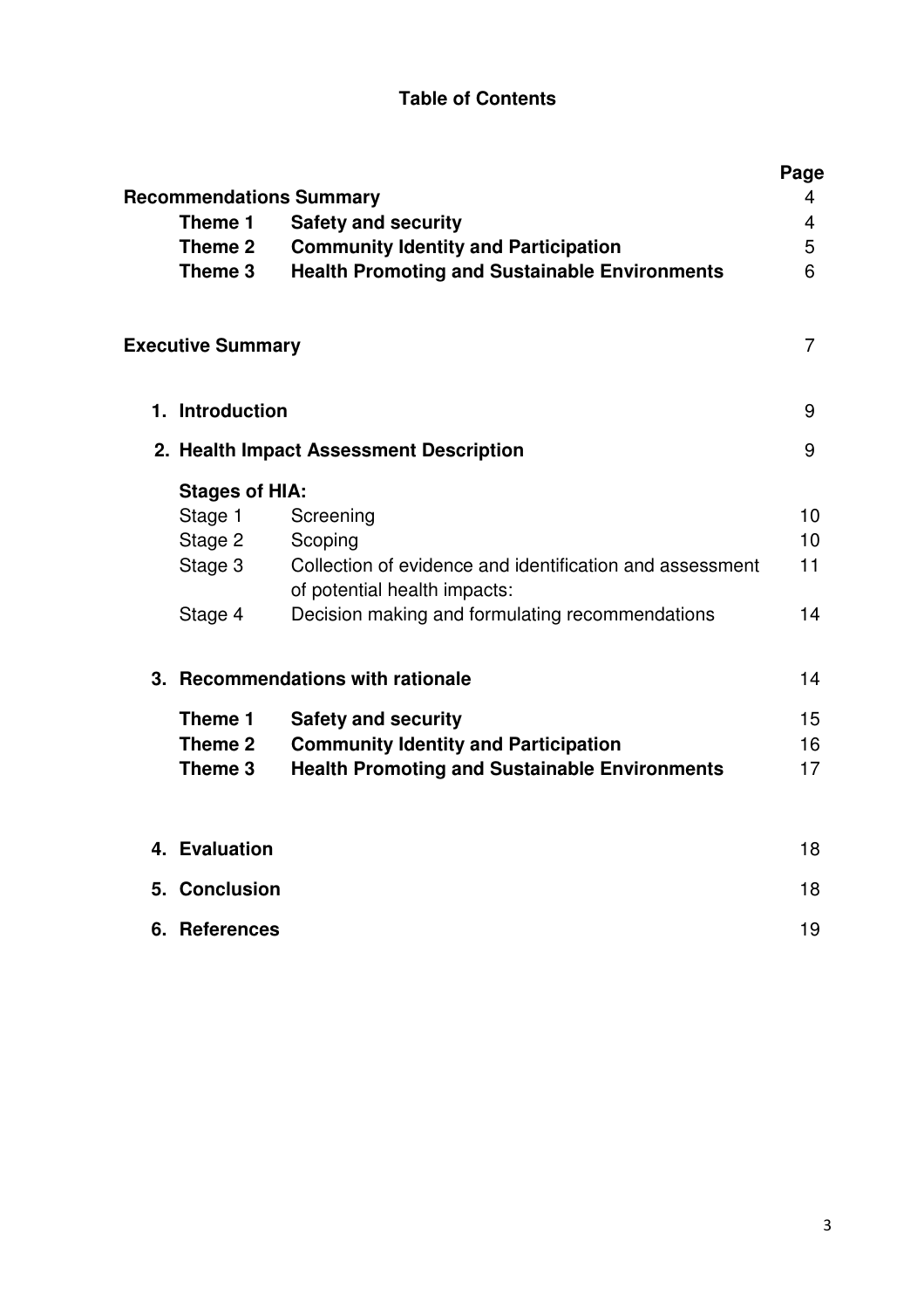# Table of Contents

| | | Page |
|---|---|---|
| **Recommendations Summary** | | 4 |
| **Theme 1** | **Safety and security** | 4 |
| **Theme 2** | **Community Identity and Participation** | 5 |
| **Theme 3** | **Health Promoting and Sustainable Environments** | 6 |
| **Executive Summary** | | 7 |
| **1. Introduction** | | 9 |
| **2. Health Impact Assessment Description** | | 9 |
| **Stages of HIA:** | | |
| Stage 1 | Screening | 10 |
| Stage 2 | Scoping | 10 |
| Stage 3 | Collection of evidence and identification and assessment of potential health impacts: | 11 |
| Stage 4 | Decision making and formulating recommendations | 14 |
| **3. Recommendations with rationale** | | 14 |
| **Theme 1** | **Safety and security** | 15 |
| **Theme 2** | **Community Identity and Participation** | 16 |
| **Theme 3** | **Health Promoting and Sustainable Environments** | 17 |
| **4. Evaluation** | | 18 |
| **5. Conclusion** | | 18 |
| **6. References** | | 19 |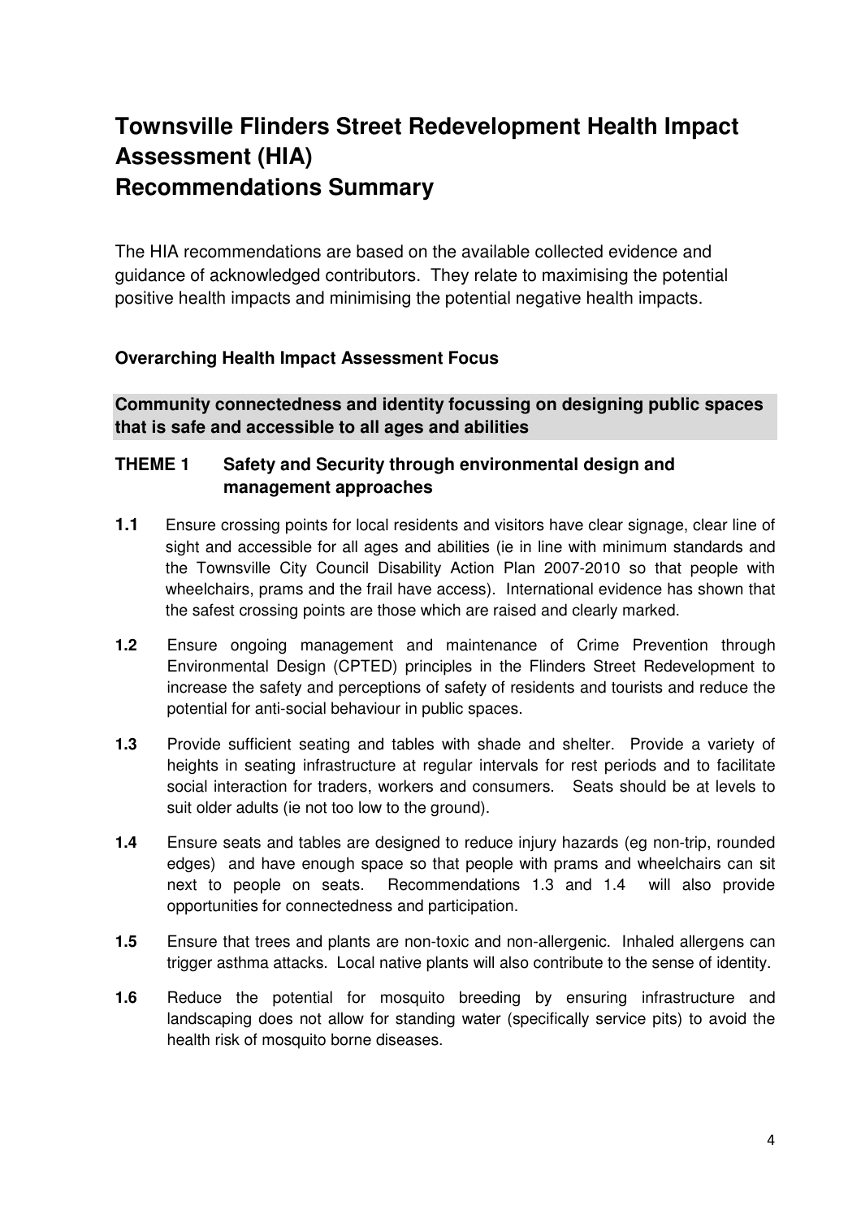# Townsville Flinders Street Redevelopment Health Impact Assessment (HIA)
# Recommendations Summary

The HIA recommendations are based on the available collected evidence and guidance of acknowledged contributors. They relate to maximising the potential positive health impacts and minimising the potential negative health impacts.

### Overarching Health Impact Assessment Focus

**Community connectedness and identity focussing on designing public spaces that is safe and accessible to all ages and abilities**

### THEME 1 Safety and Security through environmental design and management approaches

**1.1** Ensure crossing points for local residents and visitors have clear signage, clear line of sight and accessible for all ages and abilities (ie in line with minimum standards and the Townsville City Council Disability Action Plan 2007-2010 so that people with wheelchairs, prams and the frail have access). International evidence has shown that the safest crossing points are those which are raised and clearly marked.

**1.2** Ensure ongoing management and maintenance of Crime Prevention through Environmental Design (CPTED) principles in the Flinders Street Redevelopment to increase the safety and perceptions of safety of residents and tourists and reduce the potential for anti-social behaviour in public spaces.

**1.3** Provide sufficient seating and tables with shade and shelter. Provide a variety of heights in seating infrastructure at regular intervals for rest periods and to facilitate social interaction for traders, workers and consumers. Seats should be at levels to suit older adults (ie not too low to the ground).

**1.4** Ensure seats and tables are designed to reduce injury hazards (eg non-trip, rounded edges) and have enough space so that people with prams and wheelchairs can sit next to people on seats. Recommendations 1.3 and 1.4 will also provide opportunities for connectedness and participation.

**1.5** Ensure that trees and plants are non-toxic and non-allergenic. Inhaled allergens can trigger asthma attacks. Local native plants will also contribute to the sense of identity.

**1.6** Reduce the potential for mosquito breeding by ensuring infrastructure and landscaping does not allow for standing water (specifically service pits) to avoid the health risk of mosquito borne diseases.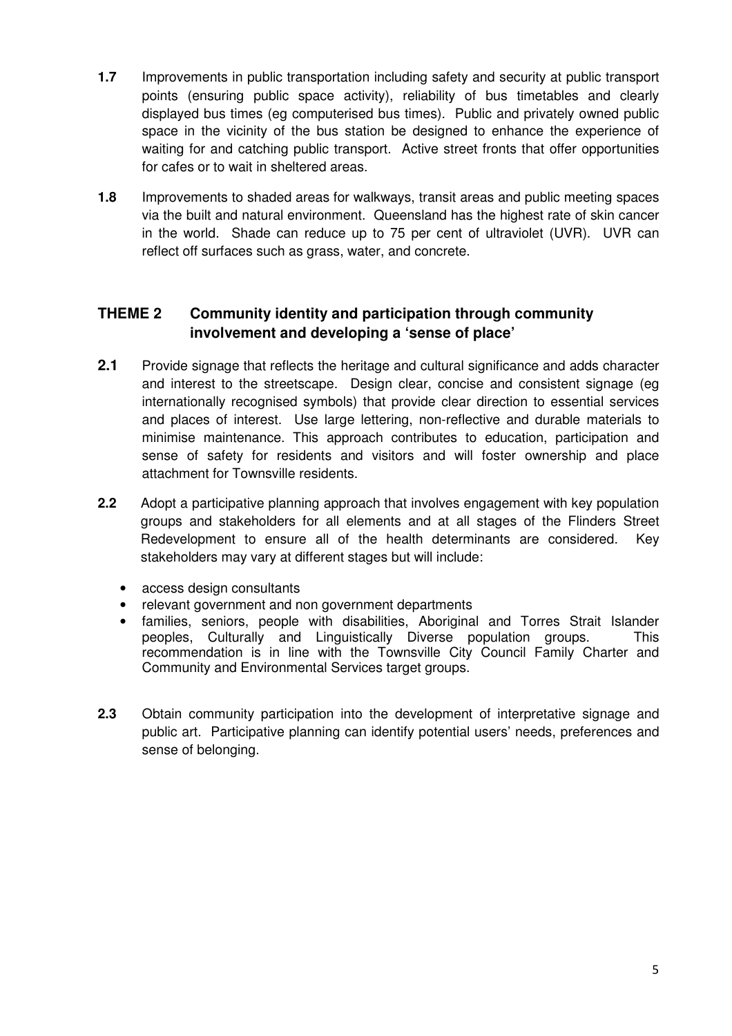**1.7** Improvements in public transportation including safety and security at public transport points (ensuring public space activity), reliability of bus timetables and clearly displayed bus times (eg computerised bus times). Public and privately owned public space in the vicinity of the bus station be designed to enhance the experience of waiting for and catching public transport. Active street fronts that offer opportunities for cafes or to wait in sheltered areas.

**1.8** Improvements to shaded areas for walkways, transit areas and public meeting spaces via the built and natural environment. Queensland has the highest rate of skin cancer in the world. Shade can reduce up to 75 per cent of ultraviolet (UVR). UVR can reflect off surfaces such as grass, water, and concrete.

## THEME 2 Community identity and participation through community involvement and developing a 'sense of place'

**2.1** Provide signage that reflects the heritage and cultural significance and adds character and interest to the streetscape. Design clear, concise and consistent signage (eg internationally recognised symbols) that provide clear direction to essential services and places of interest. Use large lettering, non-reflective and durable materials to minimise maintenance. This approach contributes to education, participation and sense of safety for residents and visitors and will foster ownership and place attachment for Townsville residents.

**2.2** Adopt a participative planning approach that involves engagement with key population groups and stakeholders for all elements and at all stages of the Flinders Street Redevelopment to ensure all of the health determinants are considered. Key stakeholders may vary at different stages but will include:

- access design consultants
- relevant government and non government departments
- families, seniors, people with disabilities, Aboriginal and Torres Strait Islander peoples, Culturally and Linguistically Diverse population groups. This recommendation is in line with the Townsville City Council Family Charter and Community and Environmental Services target groups.

**2.3** Obtain community participation into the development of interpretative signage and public art. Participative planning can identify potential users' needs, preferences and sense of belonging.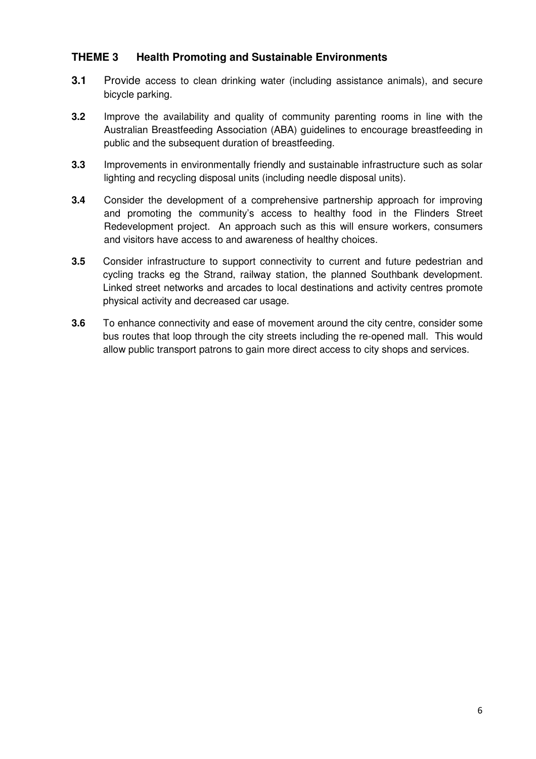### THEME 3 Health Promoting and Sustainable Environments

**3.1** Provide access to clean drinking water (including assistance animals), and secure bicycle parking.

**3.2** Improve the availability and quality of community parenting rooms in line with the Australian Breastfeeding Association (ABA) guidelines to encourage breastfeeding in public and the subsequent duration of breastfeeding.

**3.3** Improvements in environmentally friendly and sustainable infrastructure such as solar lighting and recycling disposal units (including needle disposal units).

**3.4** Consider the development of a comprehensive partnership approach for improving and promoting the community's access to healthy food in the Flinders Street Redevelopment project. An approach such as this will ensure workers, consumers and visitors have access to and awareness of healthy choices.

**3.5** Consider infrastructure to support connectivity to current and future pedestrian and cycling tracks eg the Strand, railway station, the planned Southbank development. Linked street networks and arcades to local destinations and activity centres promote physical activity and decreased car usage.

**3.6** To enhance connectivity and ease of movement around the city centre, consider some bus routes that loop through the city streets including the re-opened mall. This would allow public transport patrons to gain more direct access to city shops and services.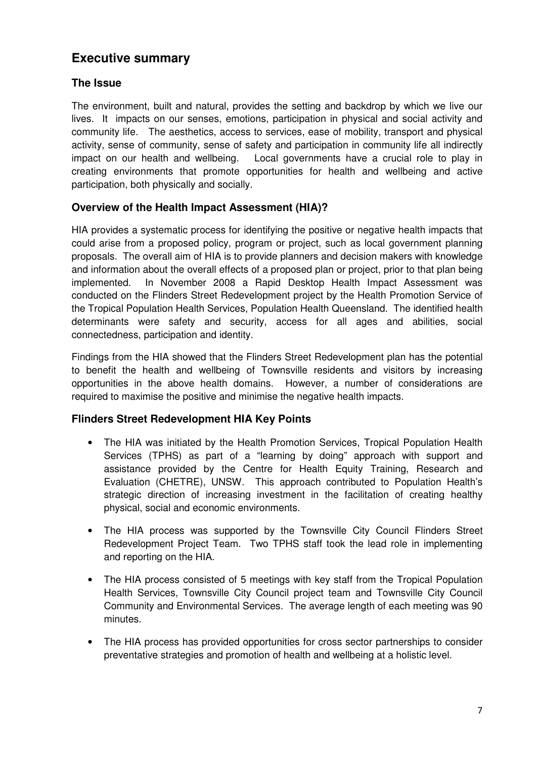# Executive summary

## The Issue

The environment, built and natural, provides the setting and backdrop by which we live our lives. It impacts on our senses, emotions, participation in physical and social activity and community life. The aesthetics, access to services, ease of mobility, transport and physical activity, sense of community, sense of safety and participation in community life all indirectly impact on our health and wellbeing. Local governments have a crucial role to play in creating environments that promote opportunities for health and wellbeing and active participation, both physically and socially.

## Overview of the Health Impact Assessment (HIA)?

HIA provides a systematic process for identifying the positive or negative health impacts that could arise from a proposed policy, program or project, such as local government planning proposals. The overall aim of HIA is to provide planners and decision makers with knowledge and information about the overall effects of a proposed plan or project, prior to that plan being implemented. In November 2008 a Rapid Desktop Health Impact Assessment was conducted on the Flinders Street Redevelopment project by the Health Promotion Service of the Tropical Population Health Services, Population Health Queensland. The identified health determinants were safety and security, access for all ages and abilities, social connectedness, participation and identity.

Findings from the HIA showed that the Flinders Street Redevelopment plan has the potential to benefit the health and wellbeing of Townsville residents and visitors by increasing opportunities in the above health domains. However, a number of considerations are required to maximise the positive and minimise the negative health impacts.

## Flinders Street Redevelopment HIA Key Points

- The HIA was initiated by the Health Promotion Services, Tropical Population Health Services (TPHS) as part of a "learning by doing" approach with support and assistance provided by the Centre for Health Equity Training, Research and Evaluation (CHETRE), UNSW. This approach contributed to Population Health's strategic direction of increasing investment in the facilitation of creating healthy physical, social and economic environments.
- The HIA process was supported by the Townsville City Council Flinders Street Redevelopment Project Team. Two TPHS staff took the lead role in implementing and reporting on the HIA.
- The HIA process consisted of 5 meetings with key staff from the Tropical Population Health Services, Townsville City Council project team and Townsville City Council Community and Environmental Services. The average length of each meeting was 90 minutes.
- The HIA process has provided opportunities for cross sector partnerships to consider preventative strategies and promotion of health and wellbeing at a holistic level.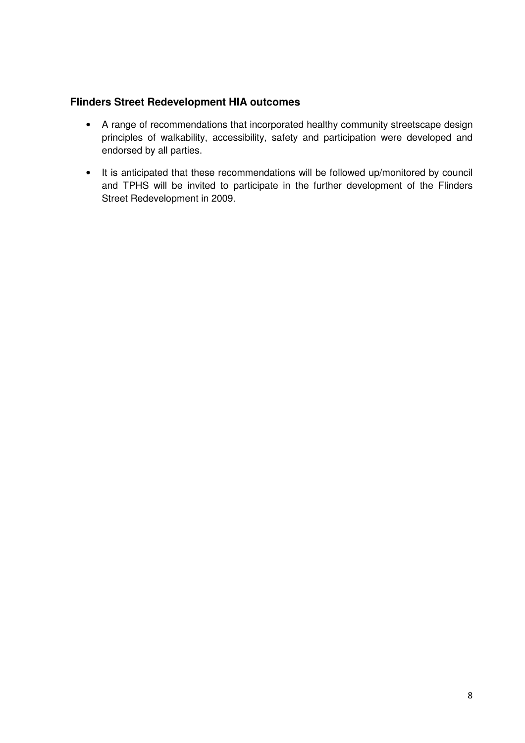### Flinders Street Redevelopment HIA outcomes

- A range of recommendations that incorporated healthy community streetscape design principles of walkability, accessibility, safety and participation were developed and endorsed by all parties.
- It is anticipated that these recommendations will be followed up/monitored by council and TPHS will be invited to participate in the further development of the Flinders Street Redevelopment in 2009.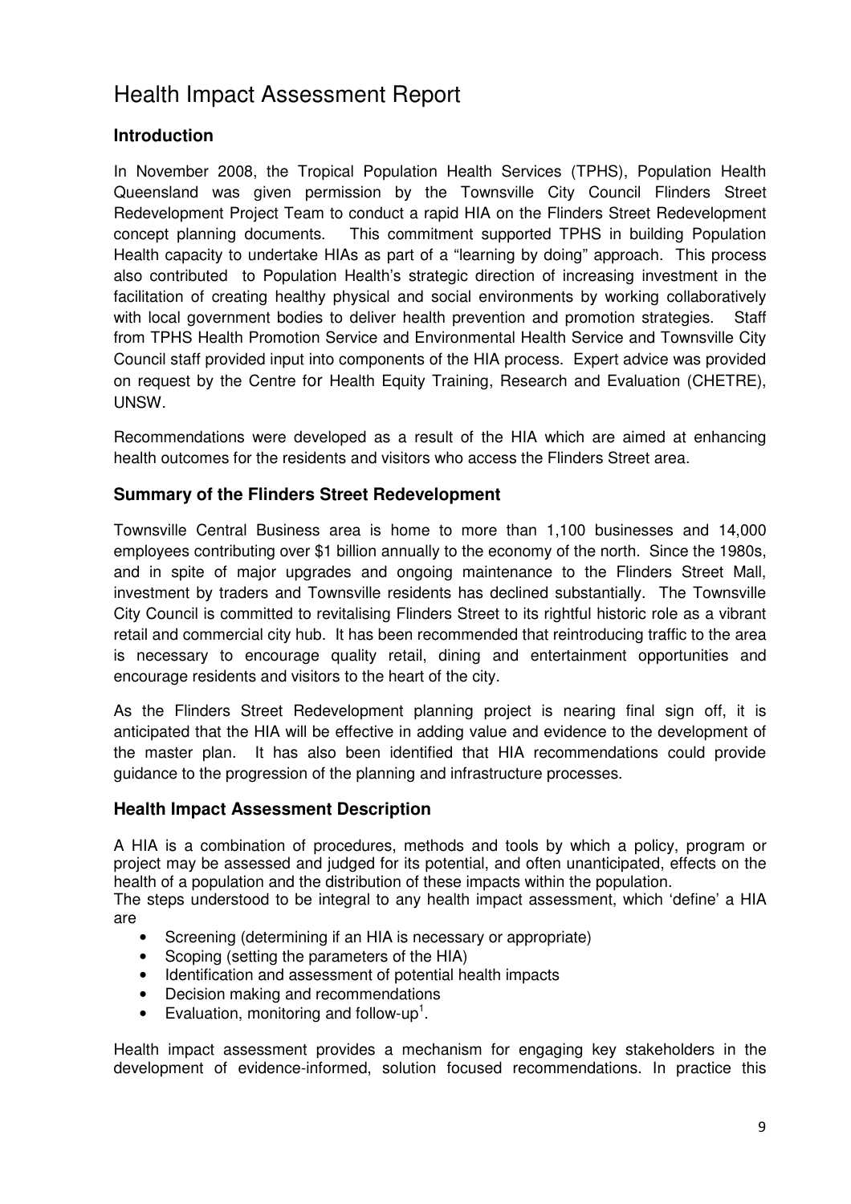# Health Impact Assessment Report

## Introduction

In November 2008, the Tropical Population Health Services (TPHS), Population Health Queensland was given permission by the Townsville City Council Flinders Street Redevelopment Project Team to conduct a rapid HIA on the Flinders Street Redevelopment concept planning documents. This commitment supported TPHS in building Population Health capacity to undertake HIAs as part of a "learning by doing" approach. This process also contributed to Population Health's strategic direction of increasing investment in the facilitation of creating healthy physical and social environments by working collaboratively with local government bodies to deliver health prevention and promotion strategies. Staff from TPHS Health Promotion Service and Environmental Health Service and Townsville City Council staff provided input into components of the HIA process. Expert advice was provided on request by the Centre for Health Equity Training, Research and Evaluation (CHETRE), UNSW.

Recommendations were developed as a result of the HIA which are aimed at enhancing health outcomes for the residents and visitors who access the Flinders Street area.

## Summary of the Flinders Street Redevelopment

Townsville Central Business area is home to more than 1,100 businesses and 14,000 employees contributing over $1 billion annually to the economy of the north. Since the 1980s, and in spite of major upgrades and ongoing maintenance to the Flinders Street Mall, investment by traders and Townsville residents has declined substantially. The Townsville City Council is committed to revitalising Flinders Street to its rightful historic role as a vibrant retail and commercial city hub. It has been recommended that reintroducing traffic to the area is necessary to encourage quality retail, dining and entertainment opportunities and encourage residents and visitors to the heart of the city.

As the Flinders Street Redevelopment planning project is nearing final sign off, it is anticipated that the HIA will be effective in adding value and evidence to the development of the master plan. It has also been identified that HIA recommendations could provide guidance to the progression of the planning and infrastructure processes.

## Health Impact Assessment Description

A HIA is a combination of procedures, methods and tools by which a policy, program or project may be assessed and judged for its potential, and often unanticipated, effects on the health of a population and the distribution of these impacts within the population.

The steps understood to be integral to any health impact assessment, which 'define' a HIA are

- Screening (determining if an HIA is necessary or appropriate)
- Scoping (setting the parameters of the HIA)
- Identification and assessment of potential health impacts
- Decision making and recommendations
- Evaluation, monitoring and follow-up[1].

Health impact assessment provides a mechanism for engaging key stakeholders in the development of evidence-informed, solution focused recommendations. In practice this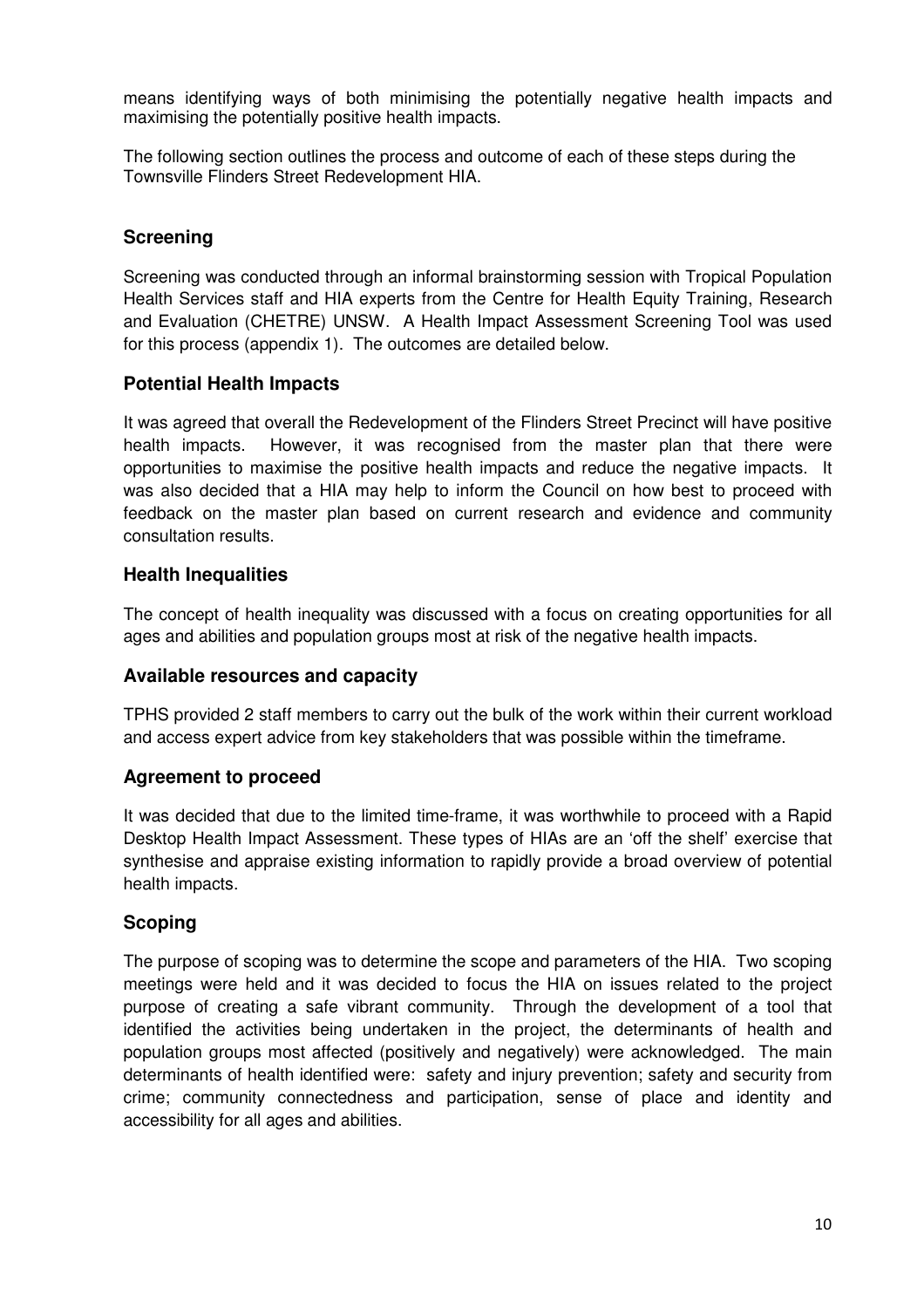means identifying ways of both minimising the potentially negative health impacts and maximising the potentially positive health impacts.

The following section outlines the process and outcome of each of these steps during the Townsville Flinders Street Redevelopment HIA.

## Screening

Screening was conducted through an informal brainstorming session with Tropical Population Health Services staff and HIA experts from the Centre for Health Equity Training, Research and Evaluation (CHETRE) UNSW. A Health Impact Assessment Screening Tool was used for this process (appendix 1). The outcomes are detailed below.

## Potential Health Impacts

It was agreed that overall the Redevelopment of the Flinders Street Precinct will have positive health impacts. However, it was recognised from the master plan that there were opportunities to maximise the positive health impacts and reduce the negative impacts. It was also decided that a HIA may help to inform the Council on how best to proceed with feedback on the master plan based on current research and evidence and community consultation results.

## Health Inequalities

The concept of health inequality was discussed with a focus on creating opportunities for all ages and abilities and population groups most at risk of the negative health impacts.

## Available resources and capacity

TPHS provided 2 staff members to carry out the bulk of the work within their current workload and access expert advice from key stakeholders that was possible within the timeframe.

## Agreement to proceed

It was decided that due to the limited time-frame, it was worthwhile to proceed with a Rapid Desktop Health Impact Assessment. These types of HIAs are an 'off the shelf' exercise that synthesise and appraise existing information to rapidly provide a broad overview of potential health impacts.

## Scoping

The purpose of scoping was to determine the scope and parameters of the HIA. Two scoping meetings were held and it was decided to focus the HIA on issues related to the project purpose of creating a safe vibrant community. Through the development of a tool that identified the activities being undertaken in the project, the determinants of health and population groups most affected (positively and negatively) were acknowledged. The main determinants of health identified were: safety and injury prevention; safety and security from crime; community connectedness and participation, sense of place and identity and accessibility for all ages and abilities.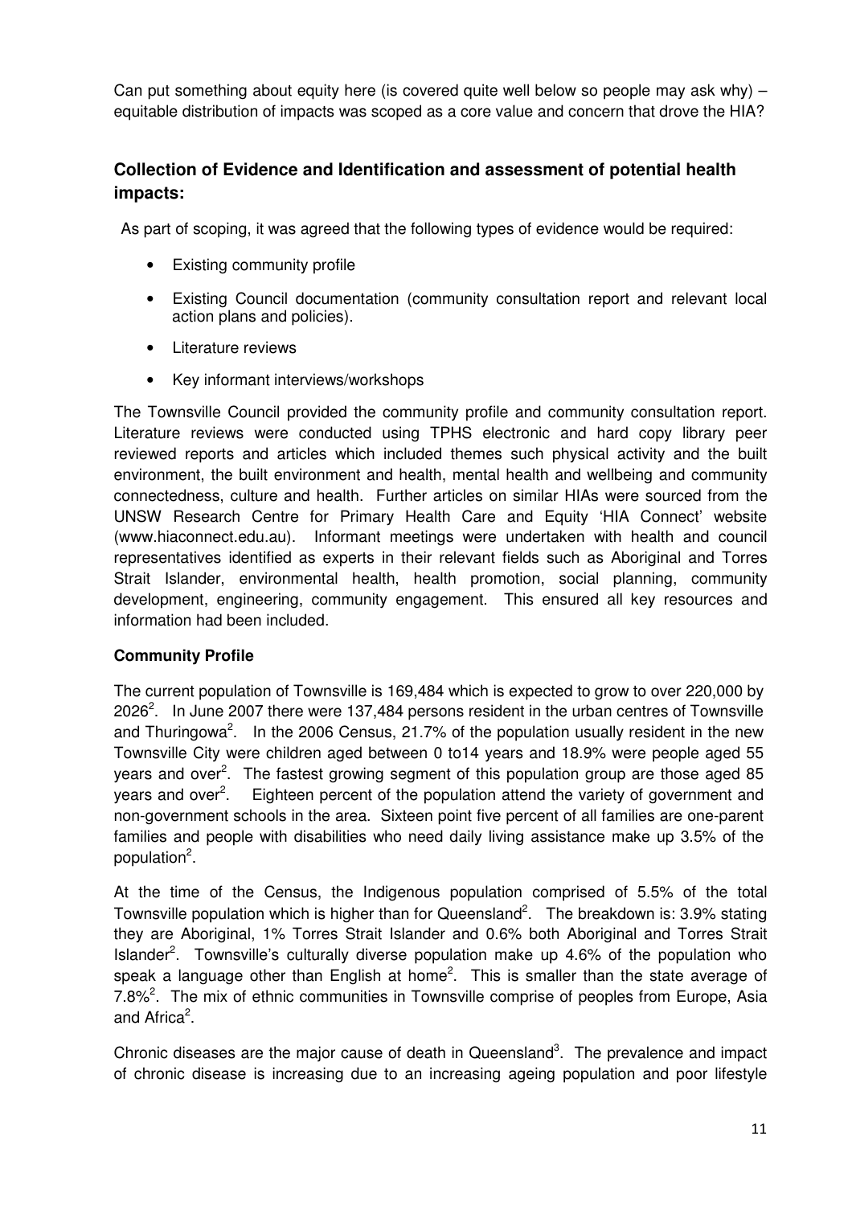Can put something about equity here (is covered quite well below so people may ask why) – equitable distribution of impacts was scoped as a core value and concern that drove the HIA?

### Collection of Evidence and Identification and assessment of potential health impacts:

As part of scoping, it was agreed that the following types of evidence would be required:

- Existing community profile
- Existing Council documentation (community consultation report and relevant local action plans and policies).
- Literature reviews
- Key informant interviews/workshops

The Townsville Council provided the community profile and community consultation report. Literature reviews were conducted using TPHS electronic and hard copy library peer reviewed reports and articles which included themes such physical activity and the built environment, the built environment and health, mental health and wellbeing and community connectedness, culture and health. Further articles on similar HIAs were sourced from the UNSW Research Centre for Primary Health Care and Equity 'HIA Connect' website (www.hiaconnect.edu.au). Informant meetings were undertaken with health and council representatives identified as experts in their relevant fields such as Aboriginal and Torres Strait Islander, environmental health, health promotion, social planning, community development, engineering, community engagement. This ensured all key resources and information had been included.

**Community Profile**

The current population of Townsville is 169,484 which is expected to grow to over 220,000 by 2026[2]. In June 2007 there were 137,484 persons resident in the urban centres of Townsville and Thuringowa[2]. In the 2006 Census, 21.7% of the population usually resident in the new Townsville City were children aged between 0 to14 years and 18.9% were people aged 55 years and over[2]. The fastest growing segment of this population group are those aged 85 years and over[2]. Eighteen percent of the population attend the variety of government and non-government schools in the area. Sixteen point five percent of all families are one-parent families and people with disabilities who need daily living assistance make up 3.5% of the population[2].

At the time of the Census, the Indigenous population comprised of 5.5% of the total Townsville population which is higher than for Queensland[2]. The breakdown is: 3.9% stating they are Aboriginal, 1% Torres Strait Islander and 0.6% both Aboriginal and Torres Strait Islander[2]. Townsville's culturally diverse population make up 4.6% of the population who speak a language other than English at home[2]. This is smaller than the state average of 7.8%[2]. The mix of ethnic communities in Townsville comprise of peoples from Europe, Asia and Africa[2].

Chronic diseases are the major cause of death in Queensland[3]. The prevalence and impact of chronic disease is increasing due to an increasing ageing population and poor lifestyle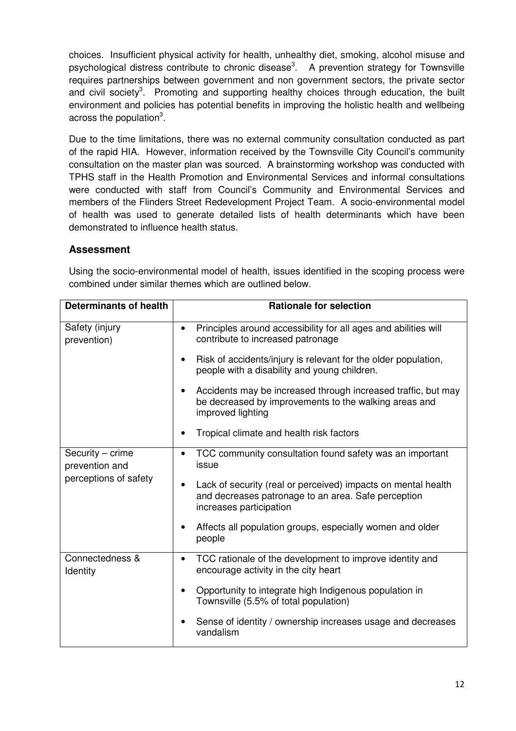choices. Insufficient physical activity for health, unhealthy diet, smoking, alcohol misuse and psychological distress contribute to chronic disease[3]. A prevention strategy for Townsville requires partnerships between government and non government sectors, the private sector and civil society[3]. Promoting and supporting healthy choices through education, the built environment and policies has potential benefits in improving the holistic health and wellbeing across the population[3].

Due to the time limitations, there was no external community consultation conducted as part of the rapid HIA. However, information received by the Townsville City Council's community consultation on the master plan was sourced. A brainstorming workshop was conducted with TPHS staff in the Health Promotion and Environmental Services and informal consultations were conducted with staff from Council's Community and Environmental Services and members of the Flinders Street Redevelopment Project Team. A socio-environmental model of health was used to generate detailed lists of health determinants which have been demonstrated to influence health status.

## Assessment

Using the socio-environmental model of health, issues identified in the scoping process were combined under similar themes which are outlined below.

| Determinants of health | Rationale for selection |
|---|---|
| Safety (injury prevention) | • Principles around accessibility for all ages and abilities will contribute to increased patronage<br>• Risk of accidents/injury is relevant for the older population, people with a disability and young children.<br>• Accidents may be increased through increased traffic, but may be decreased by improvements to the walking areas and improved lighting<br>• Tropical climate and health risk factors |
| Security – crime prevention and perceptions of safety | • TCC community consultation found safety was an important issue<br>• Lack of security (real or perceived) impacts on mental health and decreases patronage to an area. Safe perception increases participation<br>• Affects all population groups, especially women and older people |
| Connectedness & Identity | • TCC rationale of the development to improve identity and encourage activity in the city heart<br>• Opportunity to integrate high Indigenous population in Townsville (5.5% of total population)<br>• Sense of identity / ownership increases usage and decreases vandalism |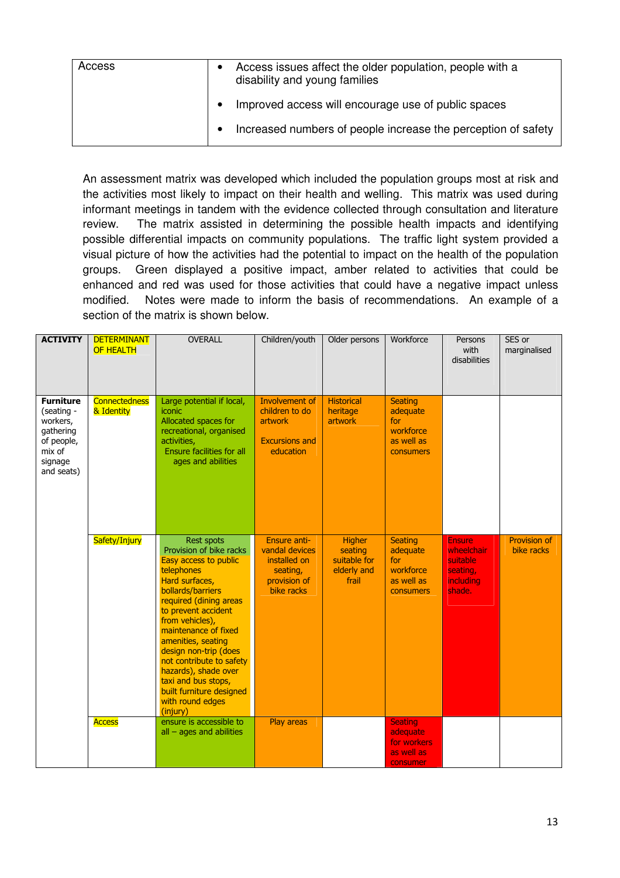| Access | • Access issues affect the older population, people with a disability and young families<br>• Improved access will encourage use of public spaces<br>• Increased numbers of people increase the perception of safety |
|---|---|

An assessment matrix was developed which included the population groups most at risk and the activities most likely to impact on their health and welling. This matrix was used during informant meetings in tandem with the evidence collected through consultation and literature review. The matrix assisted in determining the possible health impacts and identifying possible differential impacts on community populations. The traffic light system provided a visual picture of how the activities had the potential to impact on the health of the population groups. Green displayed a positive impact, amber related to activities that could be enhanced and red was used for those activities that could have a negative impact unless modified. Notes were made to inform the basis of recommendations. An example of a section of the matrix is shown below.

| ACTIVITY | DETERMINANT OF HEALTH | OVERALL | Children/youth | Older persons | Workforce | Persons with disabilities | SES or marginalised |
|---|---|---|---|---|---|---|---|
| **Furniture** (seating - workers, gathering of people, mix of signage and seats) | Connectedness & Identity | Large potential if local, iconic<br>Allocated spaces for recreational, organised activities,<br>Ensure facilities for all ages and abilities | Involvement of children to do artwork<br><br>Excursions and education | Historical heritage artwork | Seating adequate for workforce as well as consumers | | |
| | Safety/Injury | Rest spots<br>Provision of bike racks<br>Easy access to public telephones<br>Hard surfaces, bollards/barriers required (dining areas to prevent accident from vehicles), maintenance of fixed amenities, seating design non-trip (does not contribute to safety hazards), shade over taxi and bus stops, built furniture designed with round edges (injury) | Ensure anti-vandal devices installed on seating, provision of bike racks | Higher seating suitable for elderly and frail | Seating adequate for workforce as well as consumers | Ensure wheelchair suitable seating, including shade. | Provision of bike racks |
| | Access | ensure is accessible to all – ages and abilities | Play areas | | Seating adequate for workers as well as consumer | | |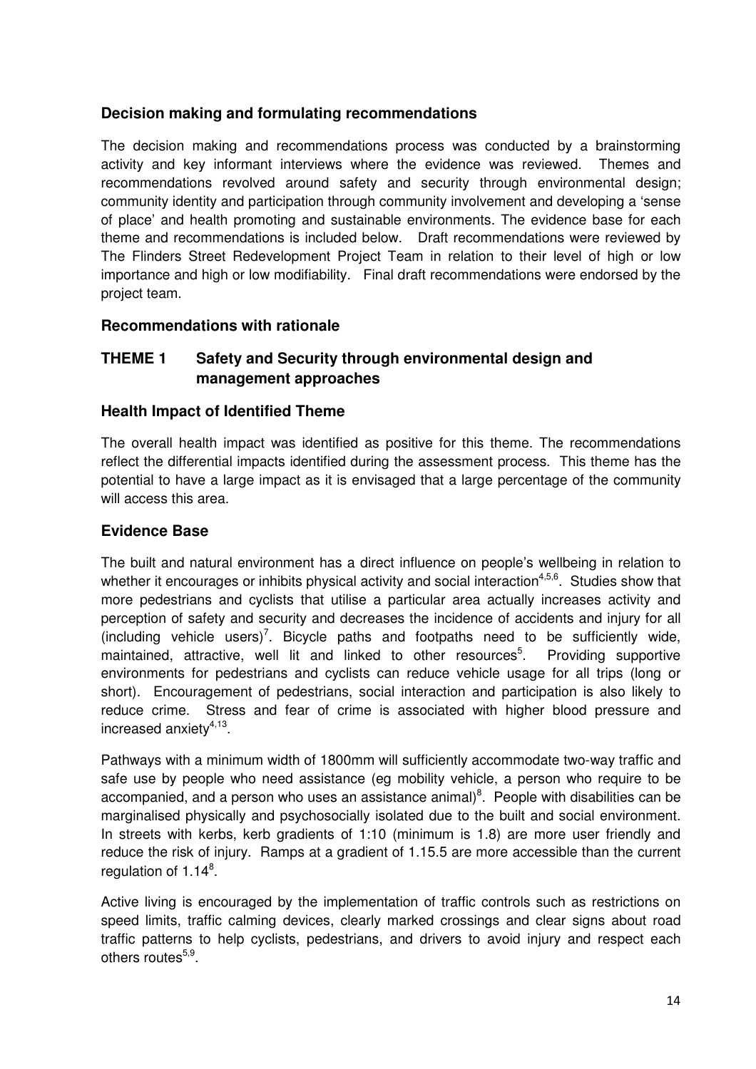### Decision making and formulating recommendations

The decision making and recommendations process was conducted by a brainstorming activity and key informant interviews where the evidence was reviewed. Themes and recommendations revolved around safety and security through environmental design; community identity and participation through community involvement and developing a 'sense of place' and health promoting and sustainable environments. The evidence base for each theme and recommendations is included below. Draft recommendations were reviewed by The Flinders Street Redevelopment Project Team in relation to their level of high or low importance and high or low modifiability. Final draft recommendations were endorsed by the project team.

### Recommendations with rationale

## THEME 1 Safety and Security through environmental design and management approaches

### Health Impact of Identified Theme

The overall health impact was identified as positive for this theme. The recommendations reflect the differential impacts identified during the assessment process. This theme has the potential to have a large impact as it is envisaged that a large percentage of the community will access this area.

### Evidence Base

The built and natural environment has a direct influence on people's wellbeing in relation to whether it encourages or inhibits physical activity and social interaction[4,5,6]. Studies show that more pedestrians and cyclists that utilise a particular area actually increases activity and perception of safety and security and decreases the incidence of accidents and injury for all (including vehicle users)[7]. Bicycle paths and footpaths need to be sufficiently wide, maintained, attractive, well lit and linked to other resources[5]. Providing supportive environments for pedestrians and cyclists can reduce vehicle usage for all trips (long or short). Encouragement of pedestrians, social interaction and participation is also likely to reduce crime. Stress and fear of crime is associated with higher blood pressure and increased anxiety[4,13].

Pathways with a minimum width of 1800mm will sufficiently accommodate two-way traffic and safe use by people who need assistance (eg mobility vehicle, a person who require to be accompanied, and a person who uses an assistance animal)[8]. People with disabilities can be marginalised physically and psychosocially isolated due to the built and social environment. In streets with kerbs, kerb gradients of 1:10 (minimum is 1.8) are more user friendly and reduce the risk of injury. Ramps at a gradient of 1.15.5 are more accessible than the current regulation of 1.14[8].

Active living is encouraged by the implementation of traffic controls such as restrictions on speed limits, traffic calming devices, clearly marked crossings and clear signs about road traffic patterns to help cyclists, pedestrians, and drivers to avoid injury and respect each others routes[5,9].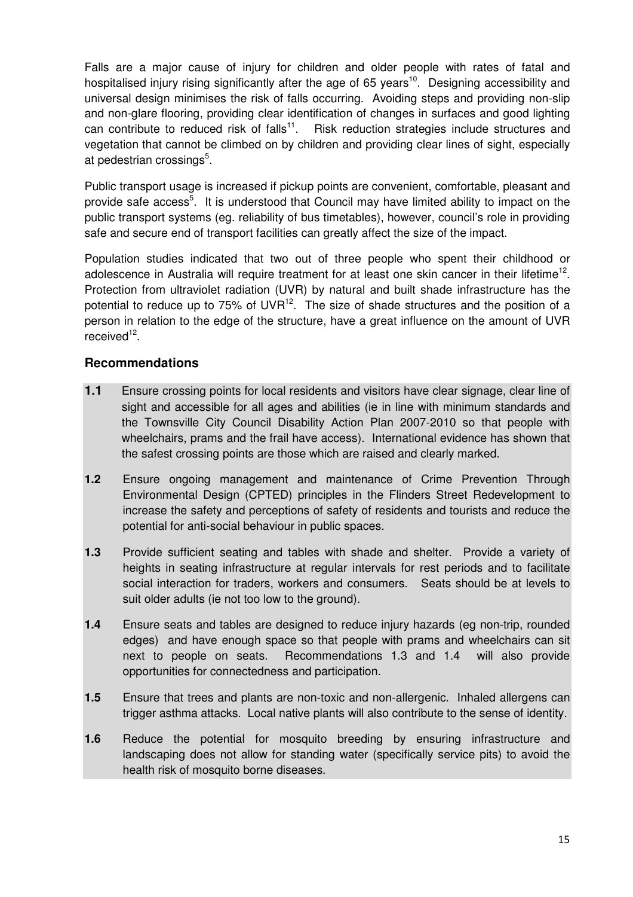Falls are a major cause of injury for children and older people with rates of fatal and hospitalised injury rising significantly after the age of 65 years[10]. Designing accessibility and universal design minimises the risk of falls occurring. Avoiding steps and providing non-slip and non-glare flooring, providing clear identification of changes in surfaces and good lighting can contribute to reduced risk of falls[11]. Risk reduction strategies include structures and vegetation that cannot be climbed on by children and providing clear lines of sight, especially at pedestrian crossings[5].

Public transport usage is increased if pickup points are convenient, comfortable, pleasant and provide safe access[5]. It is understood that Council may have limited ability to impact on the public transport systems (eg. reliability of bus timetables), however, council's role in providing safe and secure end of transport facilities can greatly affect the size of the impact.

Population studies indicated that two out of three people who spent their childhood or adolescence in Australia will require treatment for at least one skin cancer in their lifetime[12]. Protection from ultraviolet radiation (UVR) by natural and built shade infrastructure has the potential to reduce up to 75% of UVR[12]. The size of shade structures and the position of a person in relation to the edge of the structure, have a great influence on the amount of UVR received[12].

## Recommendations

**1.1** Ensure crossing points for local residents and visitors have clear signage, clear line of sight and accessible for all ages and abilities (ie in line with minimum standards and the Townsville City Council Disability Action Plan 2007-2010 so that people with wheelchairs, prams and the frail have access). International evidence has shown that the safest crossing points are those which are raised and clearly marked.

**1.2** Ensure ongoing management and maintenance of Crime Prevention Through Environmental Design (CPTED) principles in the Flinders Street Redevelopment to increase the safety and perceptions of safety of residents and tourists and reduce the potential for anti-social behaviour in public spaces.

**1.3** Provide sufficient seating and tables with shade and shelter. Provide a variety of heights in seating infrastructure at regular intervals for rest periods and to facilitate social interaction for traders, workers and consumers. Seats should be at levels to suit older adults (ie not too low to the ground).

**1.4** Ensure seats and tables are designed to reduce injury hazards (eg non-trip, rounded edges) and have enough space so that people with prams and wheelchairs can sit next to people on seats. Recommendations 1.3 and 1.4 will also provide opportunities for connectedness and participation.

**1.5** Ensure that trees and plants are non-toxic and non-allergenic. Inhaled allergens can trigger asthma attacks. Local native plants will also contribute to the sense of identity.

**1.6** Reduce the potential for mosquito breeding by ensuring infrastructure and landscaping does not allow for standing water (specifically service pits) to avoid the health risk of mosquito borne diseases.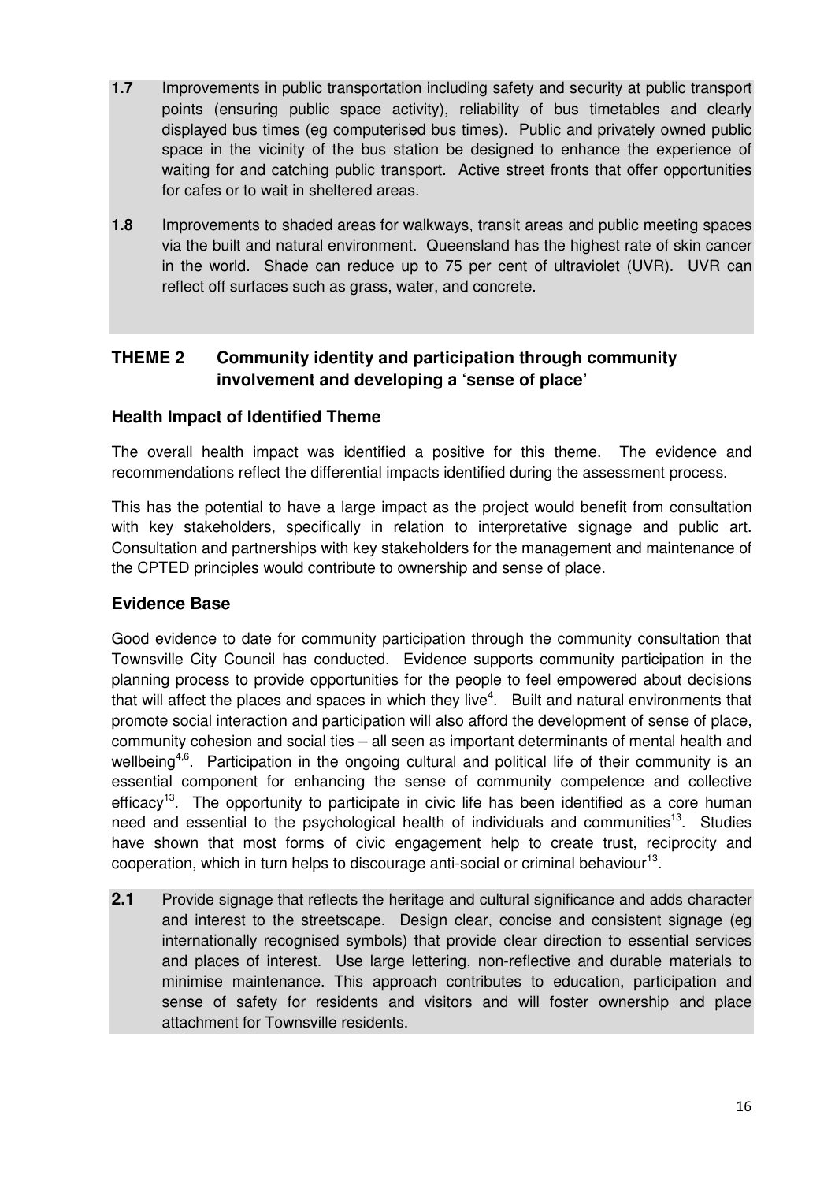**1.7** Improvements in public transportation including safety and security at public transport points (ensuring public space activity), reliability of bus timetables and clearly displayed bus times (eg computerised bus times). Public and privately owned public space in the vicinity of the bus station be designed to enhance the experience of waiting for and catching public transport. Active street fronts that offer opportunities for cafes or to wait in sheltered areas.

**1.8** Improvements to shaded areas for walkways, transit areas and public meeting spaces via the built and natural environment. Queensland has the highest rate of skin cancer in the world. Shade can reduce up to 75 per cent of ultraviolet (UVR). UVR can reflect off surfaces such as grass, water, and concrete.

## THEME 2 Community identity and participation through community involvement and developing a 'sense of place'

### Health Impact of Identified Theme

The overall health impact was identified a positive for this theme. The evidence and recommendations reflect the differential impacts identified during the assessment process.

This has the potential to have a large impact as the project would benefit from consultation with key stakeholders, specifically in relation to interpretative signage and public art. Consultation and partnerships with key stakeholders for the management and maintenance of the CPTED principles would contribute to ownership and sense of place.

### Evidence Base

Good evidence to date for community participation through the community consultation that Townsville City Council has conducted. Evidence supports community participation in the planning process to provide opportunities for the people to feel empowered about decisions that will affect the places and spaces in which they live[4]. Built and natural environments that promote social interaction and participation will also afford the development of sense of place, community cohesion and social ties – all seen as important determinants of mental health and wellbeing[4,6]. Participation in the ongoing cultural and political life of their community is an essential component for enhancing the sense of community competence and collective efficacy[13]. The opportunity to participate in civic life has been identified as a core human need and essential to the psychological health of individuals and communities[13]. Studies have shown that most forms of civic engagement help to create trust, reciprocity and cooperation, which in turn helps to discourage anti-social or criminal behaviour[13].

**2.1** Provide signage that reflects the heritage and cultural significance and adds character and interest to the streetscape. Design clear, concise and consistent signage (eg internationally recognised symbols) that provide clear direction to essential services and places of interest. Use large lettering, non-reflective and durable materials to minimise maintenance. This approach contributes to education, participation and sense of safety for residents and visitors and will foster ownership and place attachment for Townsville residents.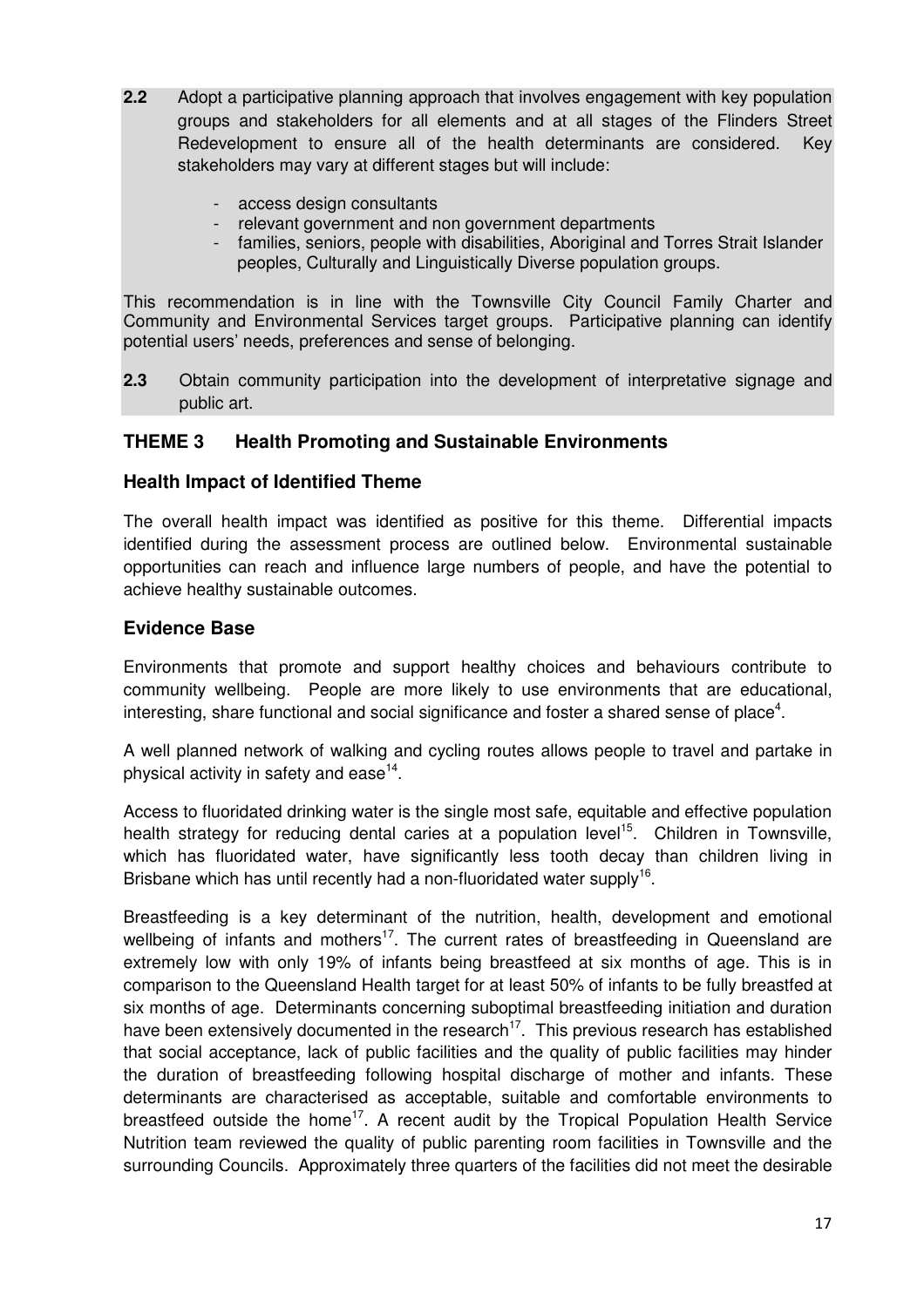**2.2** Adopt a participative planning approach that involves engagement with key population groups and stakeholders for all elements and at all stages of the Flinders Street Redevelopment to ensure all of the health determinants are considered. Key stakeholders may vary at different stages but will include:

- access design consultants
- relevant government and non government departments
- families, seniors, people with disabilities, Aboriginal and Torres Strait Islander peoples, Culturally and Linguistically Diverse population groups.

This recommendation is in line with the Townsville City Council Family Charter and Community and Environmental Services target groups. Participative planning can identify potential users' needs, preferences and sense of belonging.

**2.3** Obtain community participation into the development of interpretative signage and public art.

## THEME 3 Health Promoting and Sustainable Environments

### Health Impact of Identified Theme

The overall health impact was identified as positive for this theme. Differential impacts identified during the assessment process are outlined below. Environmental sustainable opportunities can reach and influence large numbers of people, and have the potential to achieve healthy sustainable outcomes.

### Evidence Base

Environments that promote and support healthy choices and behaviours contribute to community wellbeing. People are more likely to use environments that are educational, interesting, share functional and social significance and foster a shared sense of place[4].

A well planned network of walking and cycling routes allows people to travel and partake in physical activity in safety and ease[14].

Access to fluoridated drinking water is the single most safe, equitable and effective population health strategy for reducing dental caries at a population level[15]. Children in Townsville, which has fluoridated water, have significantly less tooth decay than children living in Brisbane which has until recently had a non-fluoridated water supply[16].

Breastfeeding is a key determinant of the nutrition, health, development and emotional wellbeing of infants and mothers[17]. The current rates of breastfeeding in Queensland are extremely low with only 19% of infants being breastfeed at six months of age. This is in comparison to the Queensland Health target for at least 50% of infants to be fully breastfed at six months of age. Determinants concerning suboptimal breastfeeding initiation and duration have been extensively documented in the research[17]. This previous research has established that social acceptance, lack of public facilities and the quality of public facilities may hinder the duration of breastfeeding following hospital discharge of mother and infants. These determinants are characterised as acceptable, suitable and comfortable environments to breastfeed outside the home[17]. A recent audit by the Tropical Population Health Service Nutrition team reviewed the quality of public parenting room facilities in Townsville and the surrounding Councils. Approximately three quarters of the facilities did not meet the desirable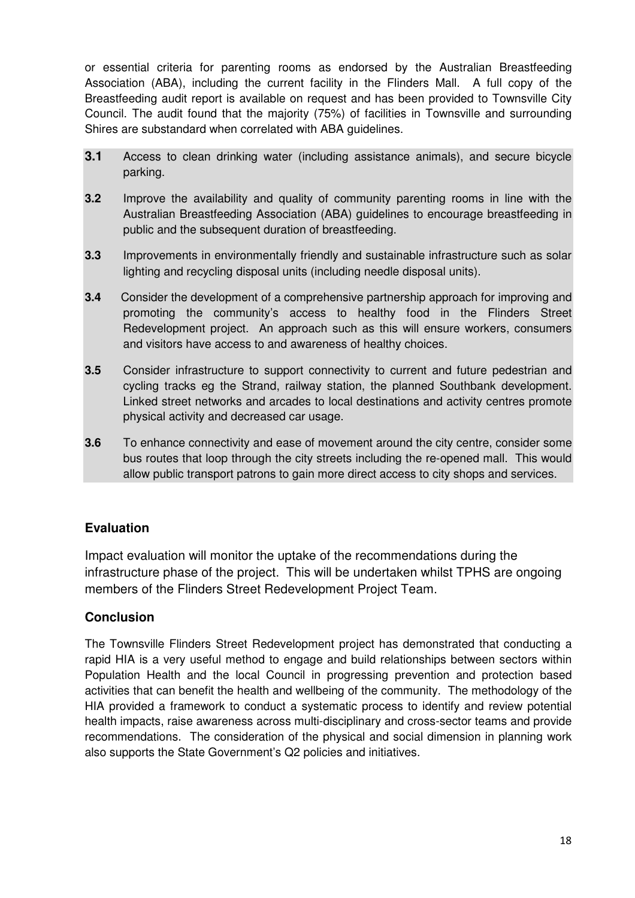or essential criteria for parenting rooms as endorsed by the Australian Breastfeeding Association (ABA), including the current facility in the Flinders Mall. A full copy of the Breastfeeding audit report is available on request and has been provided to Townsville City Council. The audit found that the majority (75%) of facilities in Townsville and surrounding Shires are substandard when correlated with ABA guidelines.

**3.1** Access to clean drinking water (including assistance animals), and secure bicycle parking.

**3.2** Improve the availability and quality of community parenting rooms in line with the Australian Breastfeeding Association (ABA) guidelines to encourage breastfeeding in public and the subsequent duration of breastfeeding.

**3.3** Improvements in environmentally friendly and sustainable infrastructure such as solar lighting and recycling disposal units (including needle disposal units).

**3.4** Consider the development of a comprehensive partnership approach for improving and promoting the community's access to healthy food in the Flinders Street Redevelopment project. An approach such as this will ensure workers, consumers and visitors have access to and awareness of healthy choices.

**3.5** Consider infrastructure to support connectivity to current and future pedestrian and cycling tracks eg the Strand, railway station, the planned Southbank development. Linked street networks and arcades to local destinations and activity centres promote physical activity and decreased car usage.

**3.6** To enhance connectivity and ease of movement around the city centre, consider some bus routes that loop through the city streets including the re-opened mall. This would allow public transport patrons to gain more direct access to city shops and services.

## Evaluation

Impact evaluation will monitor the uptake of the recommendations during the infrastructure phase of the project. This will be undertaken whilst TPHS are ongoing members of the Flinders Street Redevelopment Project Team.

## Conclusion

The Townsville Flinders Street Redevelopment project has demonstrated that conducting a rapid HIA is a very useful method to engage and build relationships between sectors within Population Health and the local Council in progressing prevention and protection based activities that can benefit the health and wellbeing of the community. The methodology of the HIA provided a framework to conduct a systematic process to identify and review potential health impacts, raise awareness across multi-disciplinary and cross-sector teams and provide recommendations. The consideration of the physical and social dimension in planning work also supports the State Government's Q2 policies and initiatives.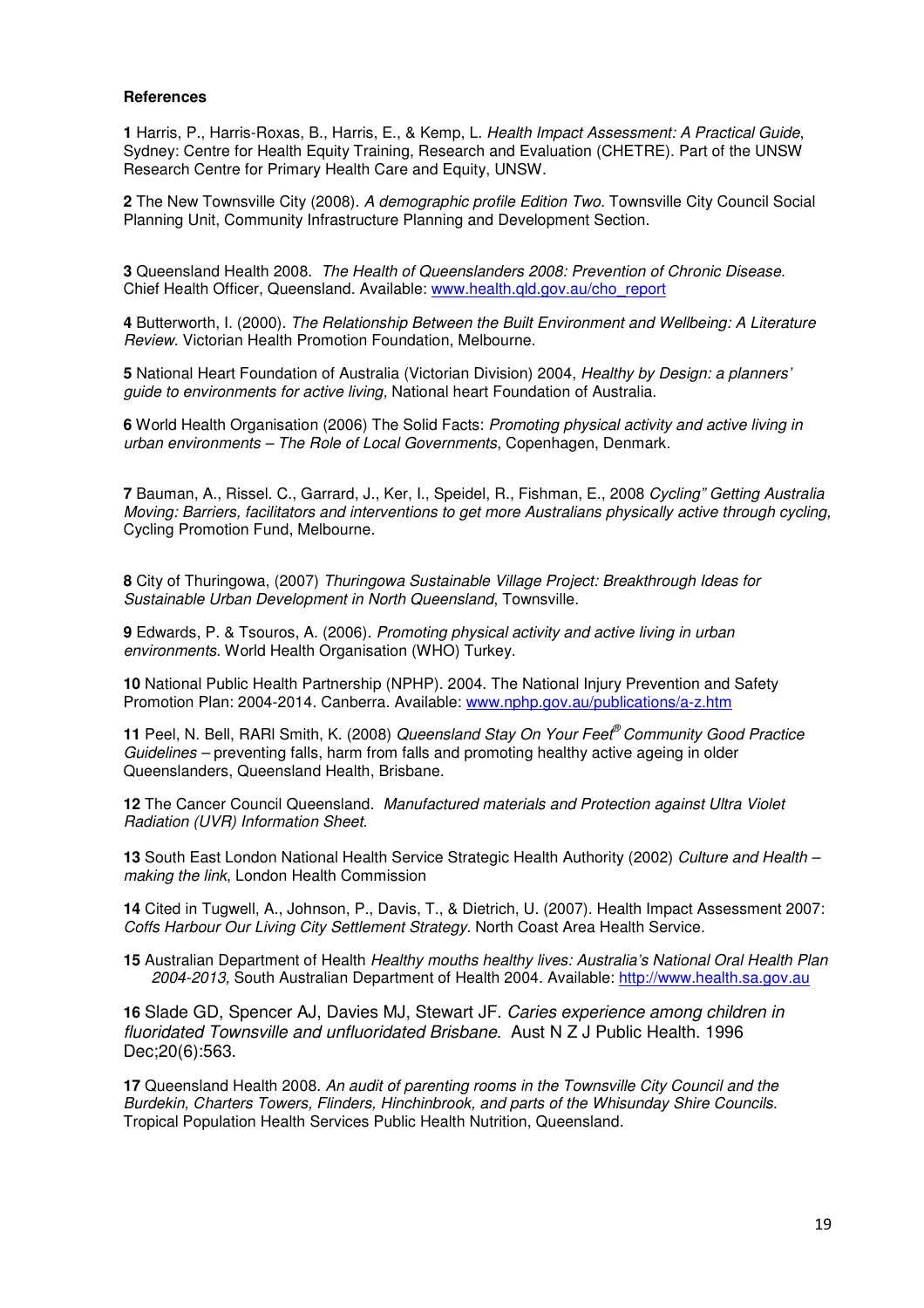**References**

**1** Harris, P., Harris-Roxas, B., Harris, E., & Kemp, L. *Health Impact Assessment: A Practical Guide*, Sydney: Centre for Health Equity Training, Research and Evaluation (CHETRE). Part of the UNSW Research Centre for Primary Health Care and Equity, UNSW.

**2** The New Townsville City (2008). *A demographic profile Edition Two*. Townsville City Council Social Planning Unit, Community Infrastructure Planning and Development Section.

**3** Queensland Health 2008. *The Health of Queenslanders 2008: Prevention of Chronic Disease.* Chief Health Officer, Queensland. Available: www.health.qld.gov.au/cho_report

**4** Butterworth, I. (2000). *The Relationship Between the Built Environment and Wellbeing: A Literature Review.* Victorian Health Promotion Foundation, Melbourne.

**5** National Heart Foundation of Australia (Victorian Division) 2004, *Healthy by Design: a planners' guide to environments for active living,* National heart Foundation of Australia.

**6** World Health Organisation (2006) The Solid Facts: *Promoting physical activity and active living in urban environments – The Role of Local Governments*, Copenhagen, Denmark.

**7** Bauman, A., Rissel. C., Garrard, J., Ker, I., Speidel, R., Fishman, E., 2008 *Cycling" Getting Australia Moving: Barriers, facilitators and interventions to get more Australians physically active through cycling,* Cycling Promotion Fund, Melbourne.

**8** City of Thuringowa, (2007) *Thuringowa Sustainable Village Project: Breakthrough Ideas for Sustainable Urban Development in North Queensland*, Townsville.

**9** Edwards, P. & Tsouros, A. (2006). *Promoting physical activity and active living in urban environments.* World Health Organisation (WHO) Turkey.

**10** National Public Health Partnership (NPHP). 2004. The National Injury Prevention and Safety Promotion Plan: 2004-2014. Canberra. Available: www.nphp.gov.au/publications/a-z.htm

**11** Peel, N. Bell, RARl Smith, K. (2008) *Queensland Stay On Your Feet® Community Good Practice Guidelines* – preventing falls, harm from falls and promoting healthy active ageing in older Queenslanders, Queensland Health, Brisbane.

**12** The Cancer Council Queensland. *Manufactured materials and Protection against Ultra Violet Radiation (UVR) Information Sheet.*

**13** South East London National Health Service Strategic Health Authority (2002) *Culture and Health – making the link*, London Health Commission

**14** Cited in Tugwell, A., Johnson, P., Davis, T., & Dietrich, U. (2007). Health Impact Assessment 2007: *Coffs Harbour Our Living City Settlement Strategy*. North Coast Area Health Service.

**15** Australian Department of Health *Healthy mouths healthy lives: Australia's National Oral Health Plan 2004-2013,* South Australian Department of Health 2004. Available: http://www.health.sa.gov.au

**16** Slade GD, Spencer AJ, Davies MJ, Stewart JF. *Caries experience among children in fluoridated Townsville and unfluoridated Brisbane.* Aust N Z J Public Health. 1996 Dec;20(6):563.

**17** Queensland Health 2008. *An audit of parenting rooms in the Townsville City Council and the Burdekin, Charters Towers, Flinders, Hinchinbrook, and parts of the Whisunday Shire Councils.* Tropical Population Health Services Public Health Nutrition, Queensland.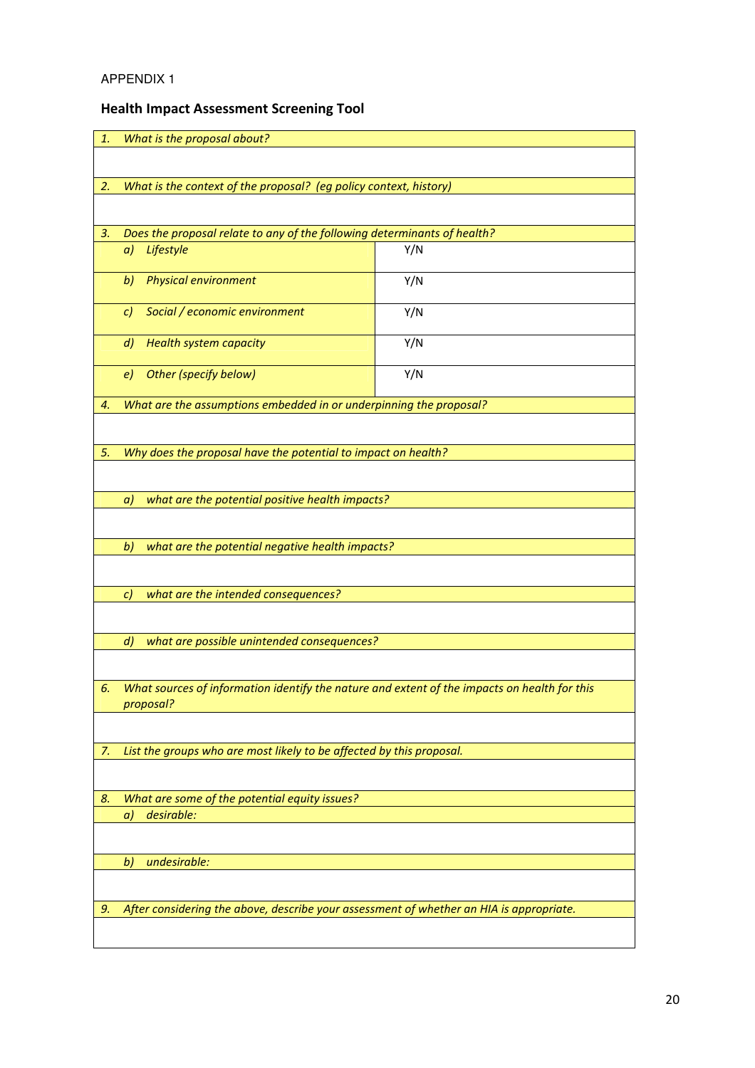APPENDIX 1

## Health Impact Assessment Screening Tool

| *1. What is the proposal about?* | |
|---|---|
| | |
| *2. What is the context of the proposal? (eg policy context, history)* | |
| | |
| *3. Does the proposal relate to any of the following determinants of health?* | |
| *a) Lifestyle* | Y/N |
| *b) Physical environment* | Y/N |
| *c) Social / economic environment* | Y/N |
| *d) Health system capacity* | Y/N |
| *e) Other (specify below)* | Y/N |
| *4. What are the assumptions embedded in or underpinning the proposal?* | |
| | |
| *5. Why does the proposal have the potential to impact on health?* | |
| | |
| *a) what are the potential positive health impacts?* | |
| | |
| *b) what are the potential negative health impacts?* | |
| | |
| *c) what are the intended consequences?* | |
| | |
| *d) what are possible unintended consequences?* | |
| | |
| *6. What sources of information identify the nature and extent of the impacts on health for this proposal?* | |
| | |
| *7. List the groups who are most likely to be affected by this proposal.* | |
| | |
| *8. What are some of the potential equity issues?* | |
| *a) desirable:* | |
| | |
| *b) undesirable:* | |
| | |
| *9. After considering the above, describe your assessment of whether an HIA is appropriate.* | |
| | |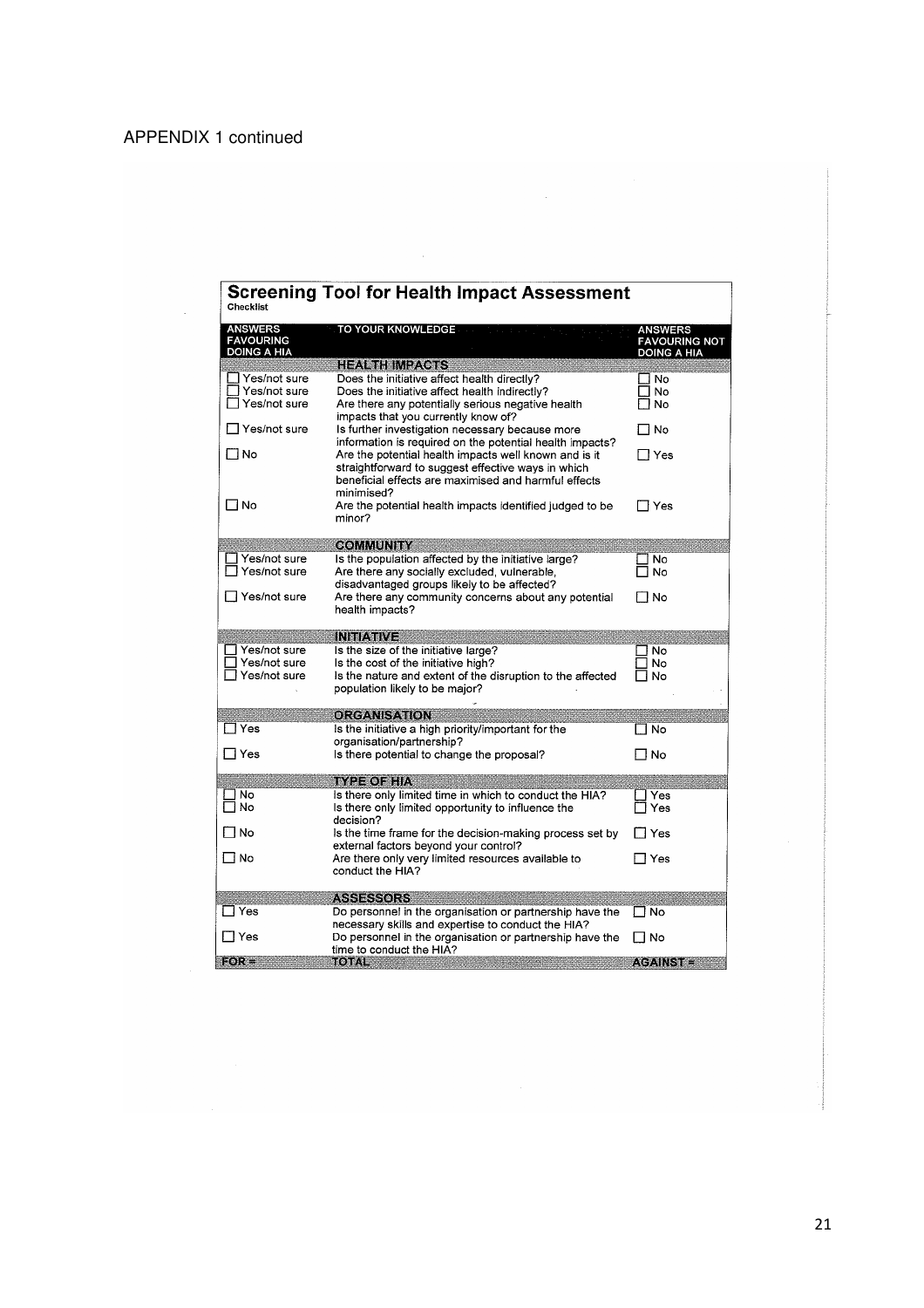APPENDIX 1 continued

## Screening Tool for Health Impact Assessment

**Checklist**

| ANSWERS FAVOURING DOING A HIA | TO YOUR KNOWLEDGE | ANSWERS FAVOURING NOT DOING A HIA |
|---|---|---|
| | **HEALTH IMPACTS** | |
| ☐ Yes/not sure | Does the initiative affect health directly? | ☐ No |
| ☐ Yes/not sure | Does the initiative affect health indirectly? | ☐ No |
| ☐ Yes/not sure | Are there any potentially serious negative health impacts that you currently know of? | ☐ No |
| ☐ Yes/not sure | Is further investigation necessary because more information is required on the potential health impacts? | ☐ No |
| ☐ No | Are the potential health impacts well known and is it straightforward to suggest effective ways in which beneficial effects are maximised and harmful effects minimised? | ☐ Yes |
| ☐ No | Are the potential health impacts identified judged to be minor? | ☐ Yes |
| | **COMMUNITY** | |
| ☐ Yes/not sure | Is the population affected by the initiative large? | ☐ No |
| ☐ Yes/not sure | Are there any socially excluded, vulnerable, disadvantaged groups likely to be affected? | ☐ No |
| ☐ Yes/not sure | Are there any community concerns about any potential health impacts? | ☐ No |
| | **INITIATIVE** | |
| ☐ Yes/not sure | Is the size of the initiative large? | ☐ No |
| ☐ Yes/not sure | Is the cost of the initiative high? | ☐ No |
| ☐ Yes/not sure | Is the nature and extent of the disruption to the affected population likely to be major? | ☐ No |
| | **ORGANISATION** | |
| ☐ Yes | Is the initiative a high priority/important for the organisation/partnership? | ☐ No |
| ☐ Yes | Is there potential to change the proposal? | ☐ No |
| | **TYPE OF HIA** | |
| ☐ No | Is there only limited time in which to conduct the HIA? | ☐ Yes |
| ☐ No | Is there only limited opportunity to influence the decision? | ☐ Yes |
| ☐ No | Is the time frame for the decision-making process set by external factors beyond your control? | ☐ Yes |
| ☐ No | Are there only very limited resources available to conduct the HIA? | ☐ Yes |
| | **ASSESSORS** | |
| ☐ Yes | Do personnel in the organisation or partnership have the necessary skills and expertise to conduct the HIA? | ☐ No |
| ☐ Yes | Do personnel in the organisation or partnership have the time to conduct the HIA? | ☐ No |
| **FOR =** | **TOTAL** | **AGAINST =** |